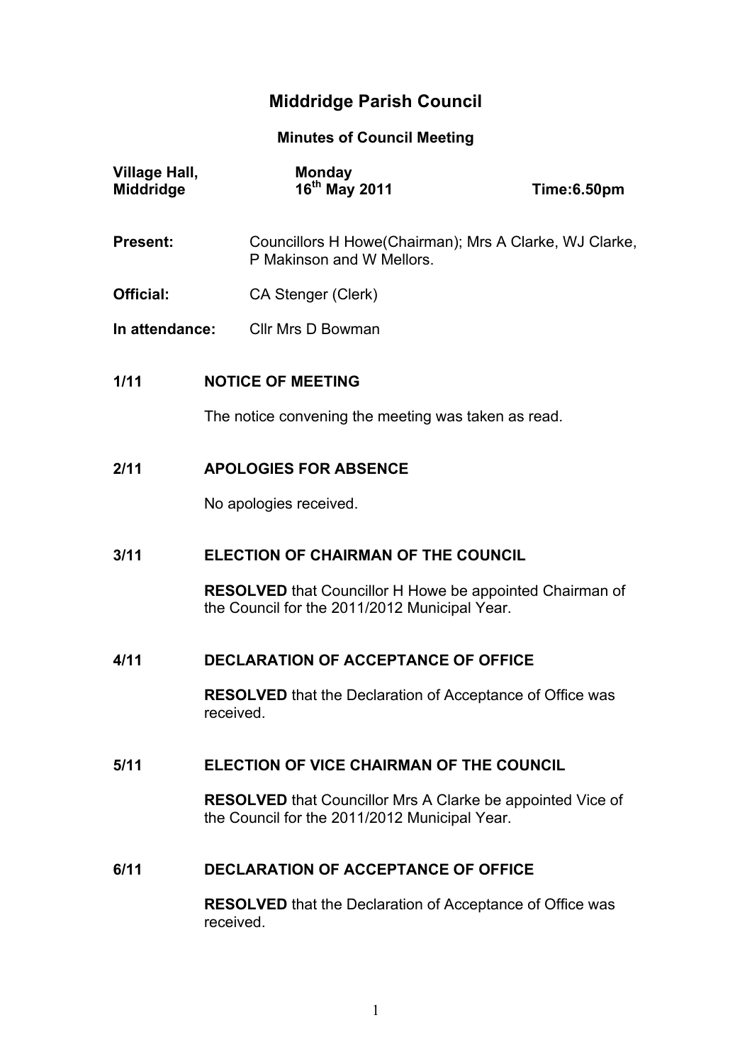# Middridge Parish Council

## Minutes of Council Meeting

| **Village Hall, Middridge** | **Monday 16th May 2011** | **Time:6.50pm** |
|---|---|---|

**Present:** Councillors H Howe(Chairman); Mrs A Clarke, WJ Clarke, P Makinson and W Mellors.

**Official:** CA Stenger (Clerk)

**In attendance:** Cllr Mrs D Bowman

**1/11 NOTICE OF MEETING**

The notice convening the meeting was taken as read.

**2/11 APOLOGIES FOR ABSENCE**

No apologies received.

**3/11 ELECTION OF CHAIRMAN OF THE COUNCIL**

**RESOLVED** that Councillor H Howe be appointed Chairman of the Council for the 2011/2012 Municipal Year.

**4/11 DECLARATION OF ACCEPTANCE OF OFFICE**

**RESOLVED** that the Declaration of Acceptance of Office was received.

**5/11 ELECTION OF VICE CHAIRMAN OF THE COUNCIL**

**RESOLVED** that Councillor Mrs A Clarke be appointed Vice of the Council for the 2011/2012 Municipal Year.

**6/11 DECLARATION OF ACCEPTANCE OF OFFICE**

**RESOLVED** that the Declaration of Acceptance of Office was received.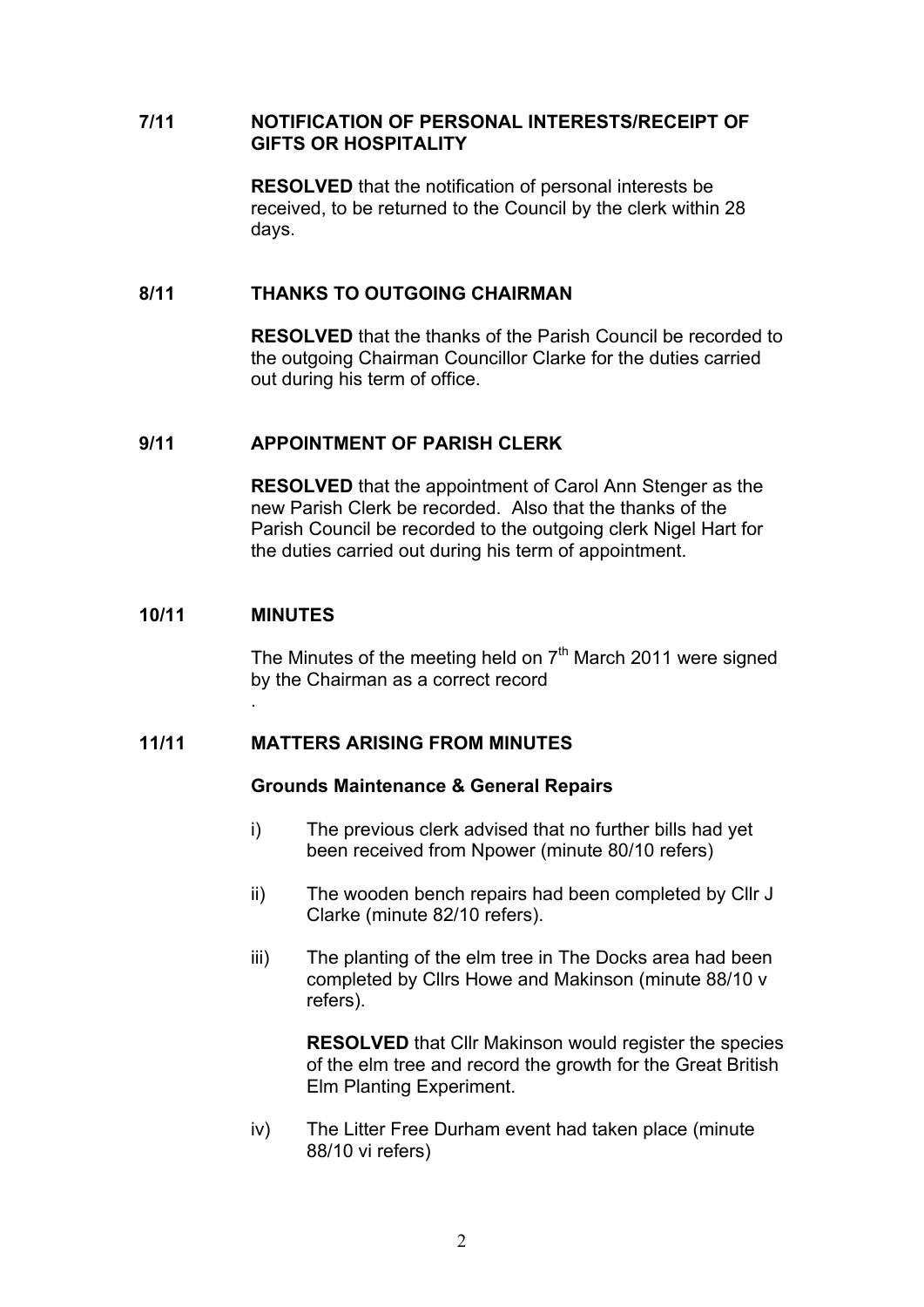**7/11 NOTIFICATION OF PERSONAL INTERESTS/RECEIPT OF GIFTS OR HOSPITALITY**

**RESOLVED** that the notification of personal interests be received, to be returned to the Council by the clerk within 28 days.

**8/11 THANKS TO OUTGOING CHAIRMAN**

**RESOLVED** that the thanks of the Parish Council be recorded to the outgoing Chairman Councillor Clarke for the duties carried out during his term of office.

**9/11 APPOINTMENT OF PARISH CLERK**

**RESOLVED** that the appointment of Carol Ann Stenger as the new Parish Clerk be recorded. Also that the thanks of the Parish Council be recorded to the outgoing clerk Nigel Hart for the duties carried out during his term of appointment.

**10/11 MINUTES**

The Minutes of the meeting held on 7th March 2011 were signed by the Chairman as a correct record

.

**11/11 MATTERS ARISING FROM MINUTES**

**Grounds Maintenance & General Repairs**

i) The previous clerk advised that no further bills had yet been received from Npower (minute 80/10 refers)

ii) The wooden bench repairs had been completed by Cllr J Clarke (minute 82/10 refers).

iii) The planting of the elm tree in The Docks area had been completed by Cllrs Howe and Makinson (minute 88/10 v refers).

**RESOLVED** that Cllr Makinson would register the species of the elm tree and record the growth for the Great British Elm Planting Experiment.

iv) The Litter Free Durham event had taken place (minute 88/10 vi refers)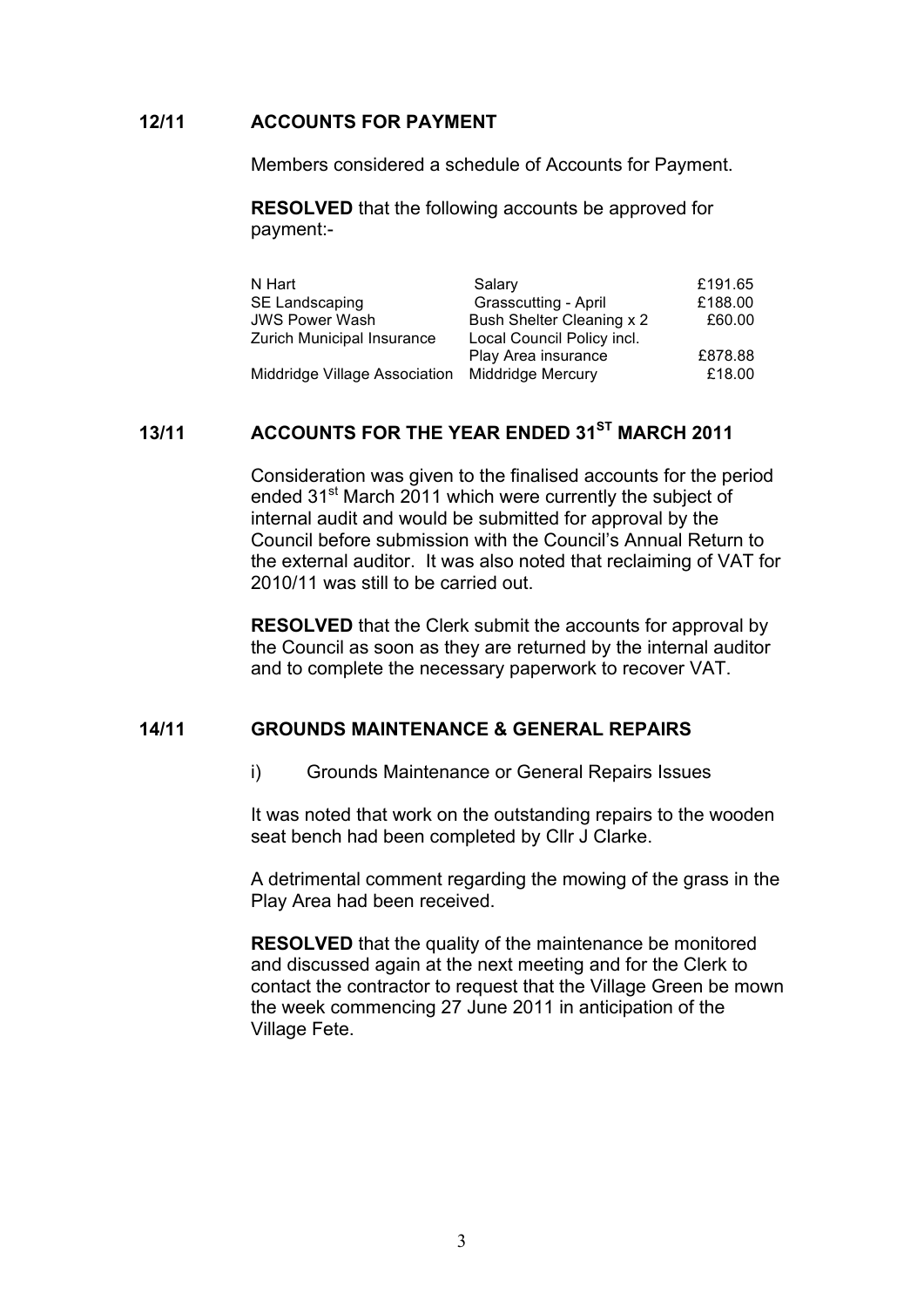## 12/11 ACCOUNTS FOR PAYMENT

Members considered a schedule of Accounts for Payment.

**RESOLVED** that the following accounts be approved for payment:-

| | | |
|---|---|---|
| N Hart | Salary | £191.65 |
| SE Landscaping | Grasscutting - April | £188.00 |
| JWS Power Wash | Bush Shelter Cleaning x 2 | £60.00 |
| Zurich Municipal Insurance | Local Council Policy incl. Play Area insurance | £878.88 |
| Middridge Village Association | Middridge Mercury | £18.00 |

## 13/11 ACCOUNTS FOR THE YEAR ENDED 31ST MARCH 2011

Consideration was given to the finalised accounts for the period ended 31st March 2011 which were currently the subject of internal audit and would be submitted for approval by the Council before submission with the Council's Annual Return to the external auditor. It was also noted that reclaiming of VAT for 2010/11 was still to be carried out.

**RESOLVED** that the Clerk submit the accounts for approval by the Council as soon as they are returned by the internal auditor and to complete the necessary paperwork to recover VAT.

## 14/11 GROUNDS MAINTENANCE & GENERAL REPAIRS

i) Grounds Maintenance or General Repairs Issues

It was noted that work on the outstanding repairs to the wooden seat bench had been completed by Cllr J Clarke.

A detrimental comment regarding the mowing of the grass in the Play Area had been received.

**RESOLVED** that the quality of the maintenance be monitored and discussed again at the next meeting and for the Clerk to contact the contractor to request that the Village Green be mown the week commencing 27 June 2011 in anticipation of the Village Fete.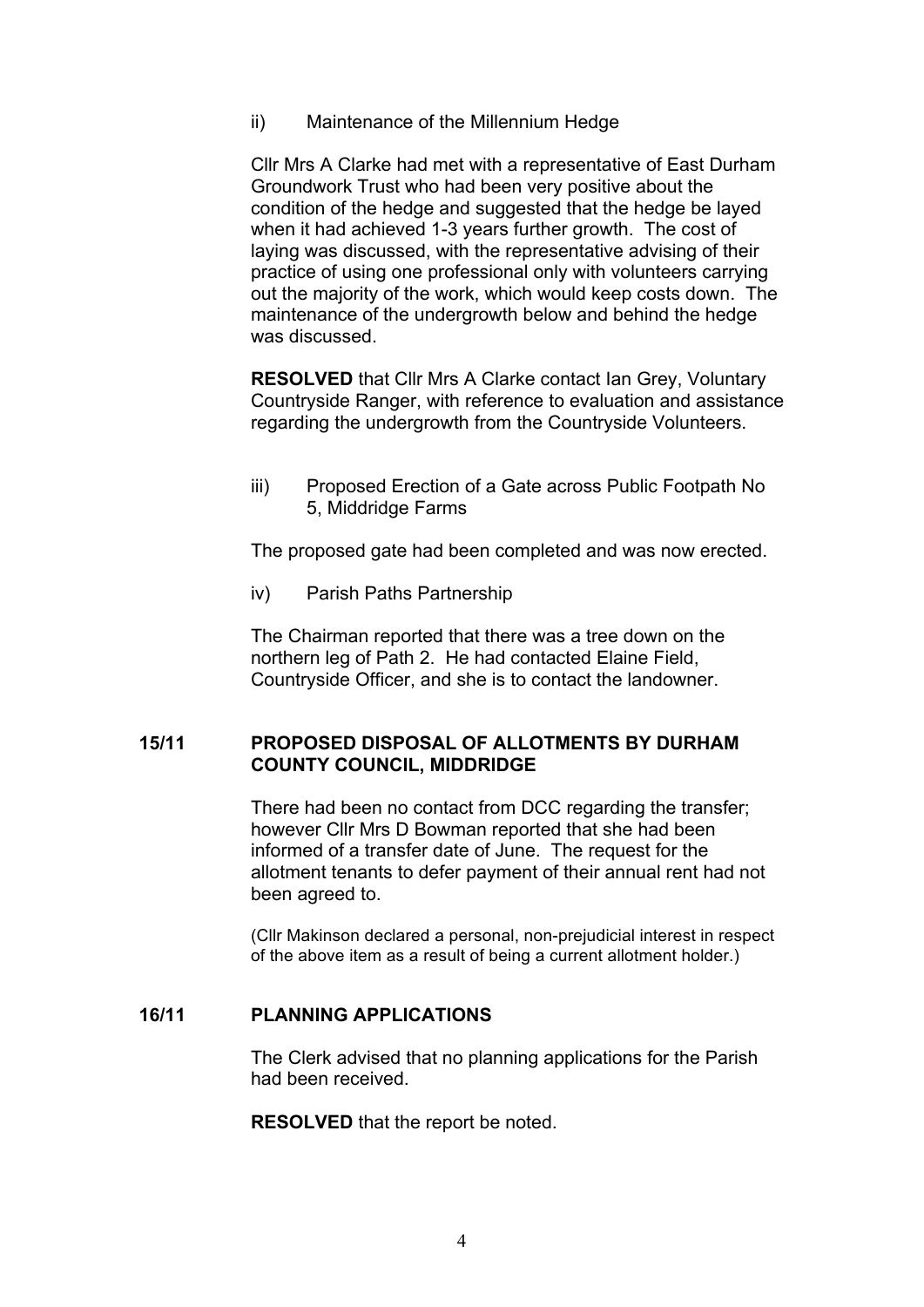ii) Maintenance of the Millennium Hedge

Cllr Mrs A Clarke had met with a representative of East Durham Groundwork Trust who had been very positive about the condition of the hedge and suggested that the hedge be layed when it had achieved 1-3 years further growth. The cost of laying was discussed, with the representative advising of their practice of using one professional only with volunteers carrying out the majority of the work, which would keep costs down. The maintenance of the undergrowth below and behind the hedge was discussed.

**RESOLVED** that Cllr Mrs A Clarke contact Ian Grey, Voluntary Countryside Ranger, with reference to evaluation and assistance regarding the undergrowth from the Countryside Volunteers.

iii) Proposed Erection of a Gate across Public Footpath No 5, Middridge Farms

The proposed gate had been completed and was now erected.

iv) Parish Paths Partnership

The Chairman reported that there was a tree down on the northern leg of Path 2. He had contacted Elaine Field, Countryside Officer, and she is to contact the landowner.

## 15/11 PROPOSED DISPOSAL OF ALLOTMENTS BY DURHAM COUNTY COUNCIL, MIDDRIDGE

There had been no contact from DCC regarding the transfer; however Cllr Mrs D Bowman reported that she had been informed of a transfer date of June. The request for the allotment tenants to defer payment of their annual rent had not been agreed to.

(Cllr Makinson declared a personal, non-prejudicial interest in respect of the above item as a result of being a current allotment holder.)

## 16/11 PLANNING APPLICATIONS

The Clerk advised that no planning applications for the Parish had been received.

**RESOLVED** that the report be noted.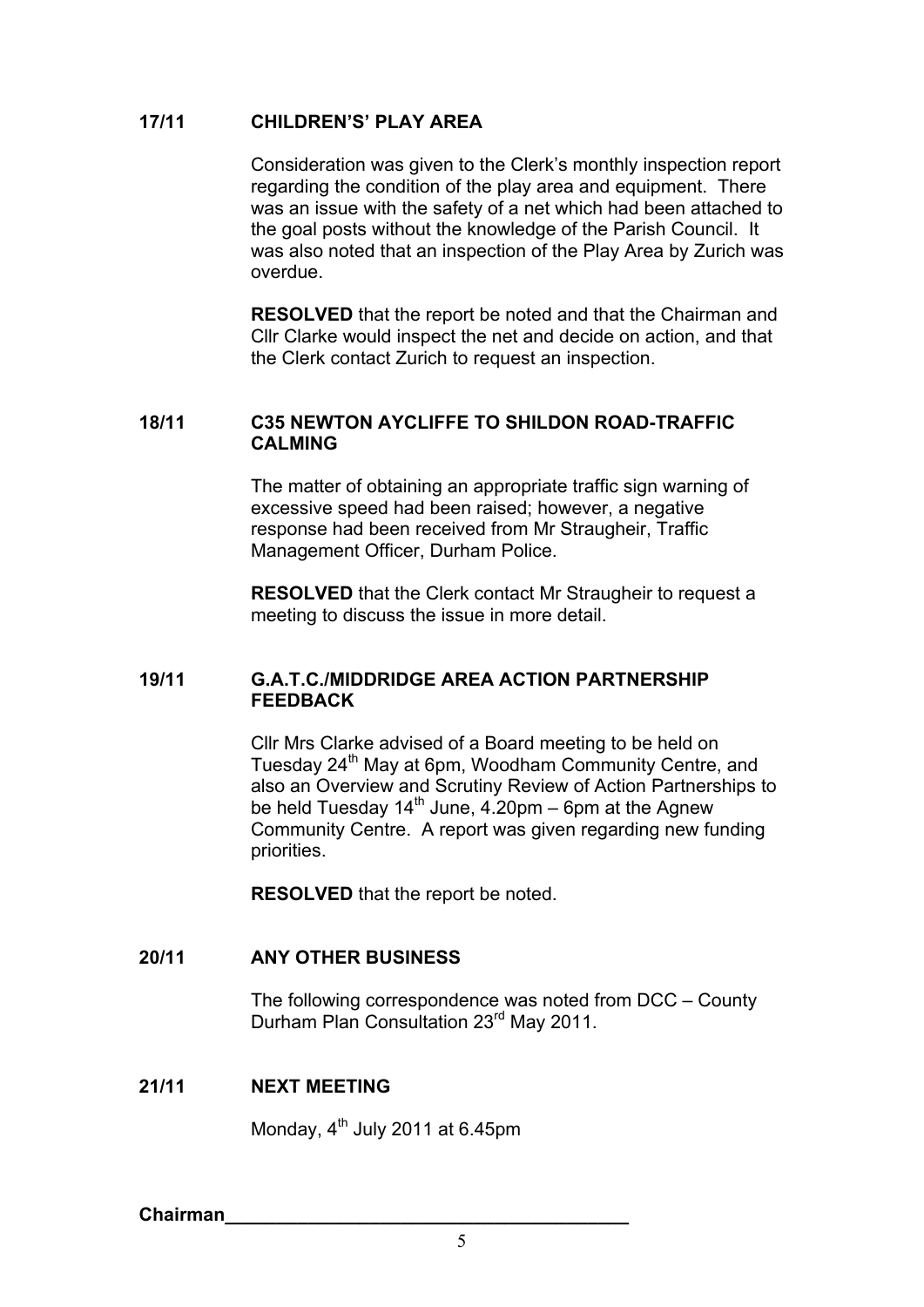## 17/11 CHILDREN'S' PLAY AREA

Consideration was given to the Clerk's monthly inspection report regarding the condition of the play area and equipment. There was an issue with the safety of a net which had been attached to the goal posts without the knowledge of the Parish Council. It was also noted that an inspection of the Play Area by Zurich was overdue.

**RESOLVED** that the report be noted and that the Chairman and Cllr Clarke would inspect the net and decide on action, and that the Clerk contact Zurich to request an inspection.

## 18/11 C35 NEWTON AYCLIFFE TO SHILDON ROAD-TRAFFIC CALMING

The matter of obtaining an appropriate traffic sign warning of excessive speed had been raised; however, a negative response had been received from Mr Straugheir, Traffic Management Officer, Durham Police.

**RESOLVED** that the Clerk contact Mr Straugheir to request a meeting to discuss the issue in more detail.

## 19/11 G.A.T.C./MIDDRIDGE AREA ACTION PARTNERSHIP FEEDBACK

Cllr Mrs Clarke advised of a Board meeting to be held on Tuesday 24th May at 6pm, Woodham Community Centre, and also an Overview and Scrutiny Review of Action Partnerships to be held Tuesday 14th June, 4.20pm – 6pm at the Agnew Community Centre. A report was given regarding new funding priorities.

**RESOLVED** that the report be noted.

## 20/11 ANY OTHER BUSINESS

The following correspondence was noted from DCC – County Durham Plan Consultation 23rd May 2011.

## 21/11 NEXT MEETING

Monday, 4th July 2011 at 6.45pm

**Chairman**________________________________________